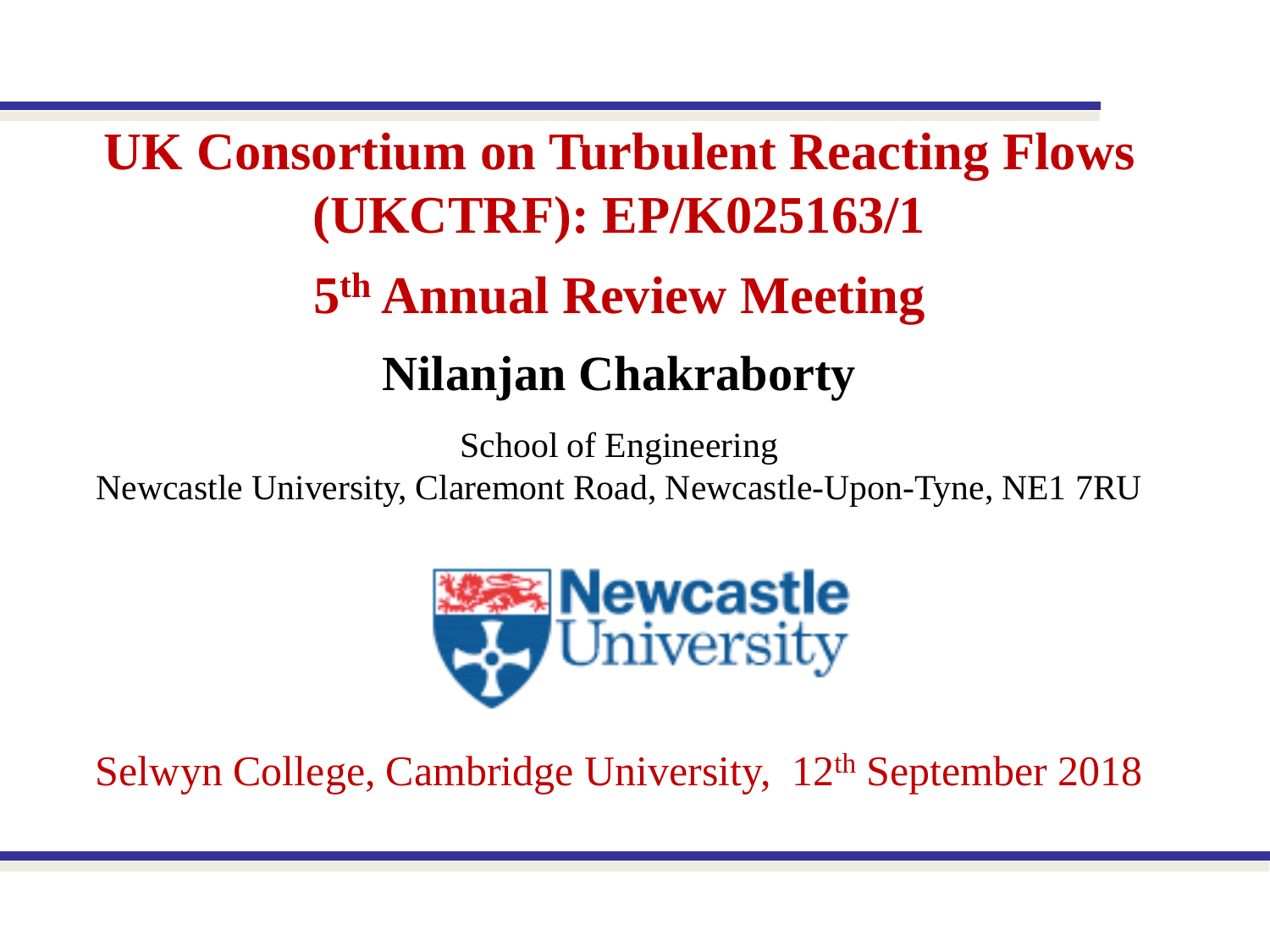# UK Consortium on Turbulent Reacting Flows (UKCTRF): EP/K025163/1

## 5th Annual Review Meeting

### Nilanjan Chakraborty

School of Engineering
Newcastle University, Claremont Road, Newcastle-Upon-Tyne, NE1 7RU

Selwyn College, Cambridge University, 12th September 2018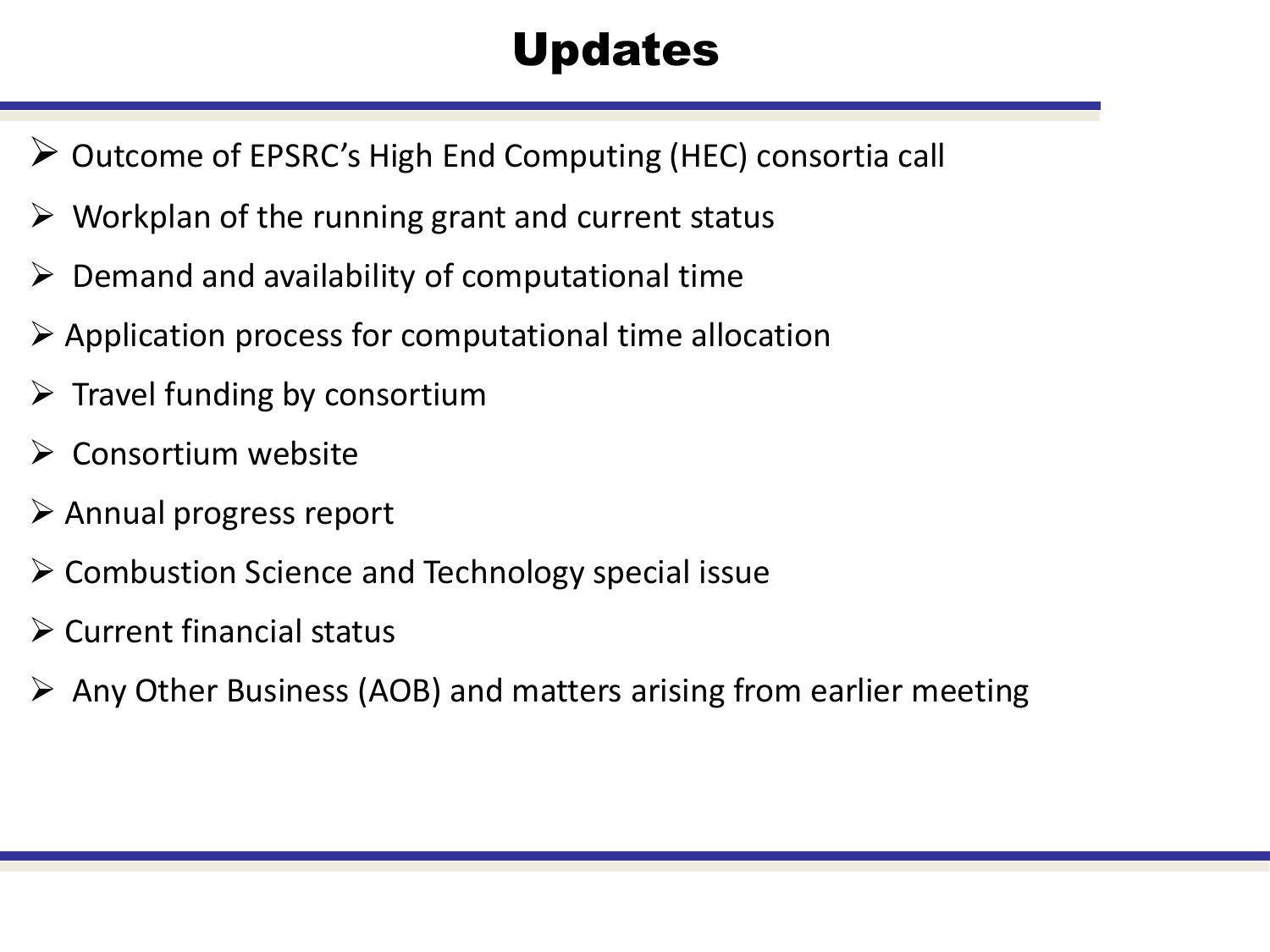# Updates

- Outcome of EPSRC's High End Computing (HEC) consortia call
- Workplan of the running grant and current status
- Demand and availability of computational time
- Application process for computational time allocation
- Travel funding by consortium
- Consortium website
- Annual progress report
- Combustion Science and Technology special issue
- Current financial status
- Any Other Business (AOB) and matters arising from earlier meeting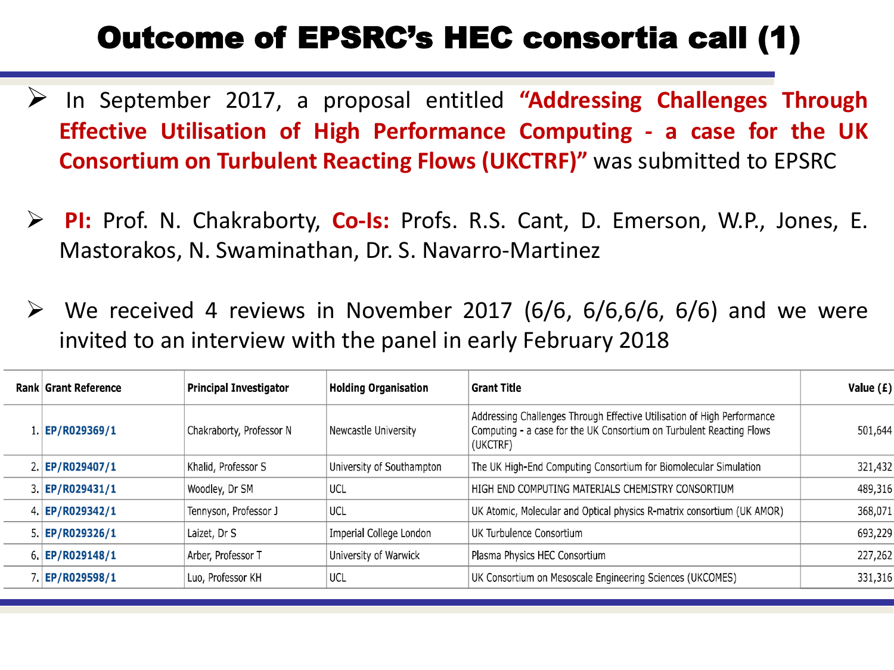# Outcome of EPSRC's HEC consortia call (1)

- In September 2017, a proposal entitled **"Addressing Challenges Through Effective Utilisation of High Performance Computing - a case for the UK Consortium on Turbulent Reacting Flows (UKCTRF)"** was submitted to EPSRC

- **PI:** Prof. N. Chakraborty, **Co-Is:** Profs. R.S. Cant, D. Emerson, W.P., Jones, E. Mastorakos, N. Swaminathan, Dr. S. Navarro-Martinez

- We received 4 reviews in November 2017 (6/6, 6/6,6/6, 6/6) and we were invited to an interview with the panel in early February 2018

| Rank | Grant Reference | Principal Investigator | Holding Organisation | Grant Title | Value (£) |
|---|---|---|---|---|---|
| 1. | EP/R029369/1 | Chakraborty, Professor N | Newcastle University | Addressing Challenges Through Effective Utilisation of High Performance Computing - a case for the UK Consortium on Turbulent Reacting Flows (UKCTRF) | 501,644 |
| 2. | EP/R029407/1 | Khalid, Professor S | University of Southampton | The UK High-End Computing Consortium for Biomolecular Simulation | 321,432 |
| 3. | EP/R029431/1 | Woodley, Dr SM | UCL | HIGH END COMPUTING MATERIALS CHEMISTRY CONSORTIUM | 489,316 |
| 4. | EP/R029342/1 | Tennyson, Professor J | UCL | UK Atomic, Molecular and Optical physics R-matrix consortium (UK AMOR) | 368,071 |
| 5. | EP/R029326/1 | Laizet, Dr S | Imperial College London | UK Turbulence Consortium | 693,229 |
| 6. | EP/R029148/1 | Arber, Professor T | University of Warwick | Plasma Physics HEC Consortium | 227,262 |
| 7. | EP/R029598/1 | Luo, Professor KH | UCL | UK Consortium on Mesoscale Engineering Sciences (UKCOMES) | 331,316 |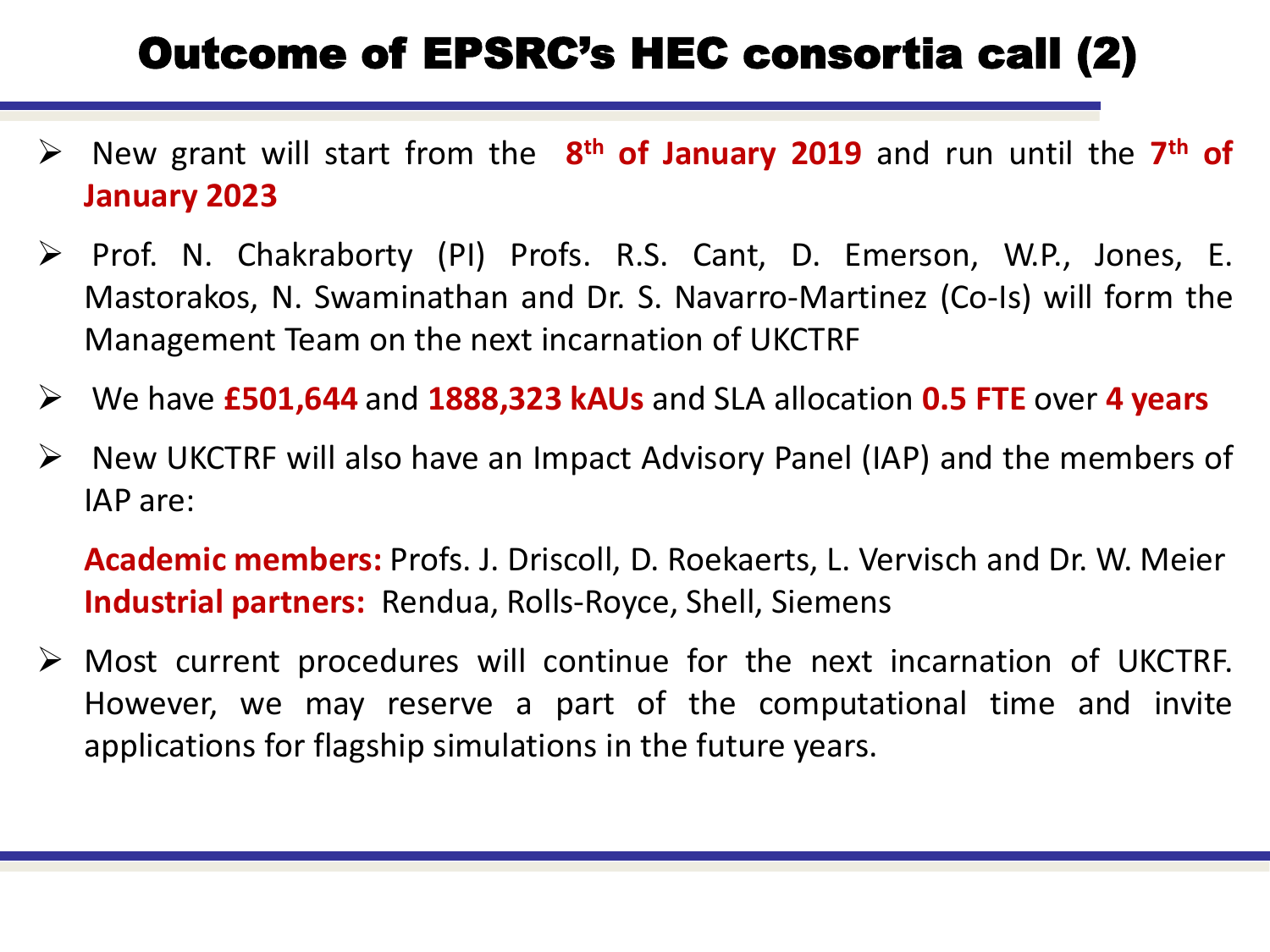# Outcome of EPSRC's HEC consortia call (2)

- New grant will start from the **8th of January 2019** and run until the **7th of January 2023**
- Prof. N. Chakraborty (PI) Profs. R.S. Cant, D. Emerson, W.P., Jones, E. Mastorakos, N. Swaminathan and Dr. S. Navarro-Martinez (Co-Is) will form the Management Team on the next incarnation of UKCTRF
- We have **£501,644** and **1888,323 kAUs** and SLA allocation **0.5 FTE** over **4 years**
- New UKCTRF will also have an Impact Advisory Panel (IAP) and the members of IAP are:

  **Academic members:** Profs. J. Driscoll, D. Roekaerts, L. Vervisch and Dr. W. Meier
  **Industrial partners:** Rendua, Rolls-Royce, Shell, Siemens

- Most current procedures will continue for the next incarnation of UKCTRF. However, we may reserve a part of the computational time and invite applications for flagship simulations in the future years.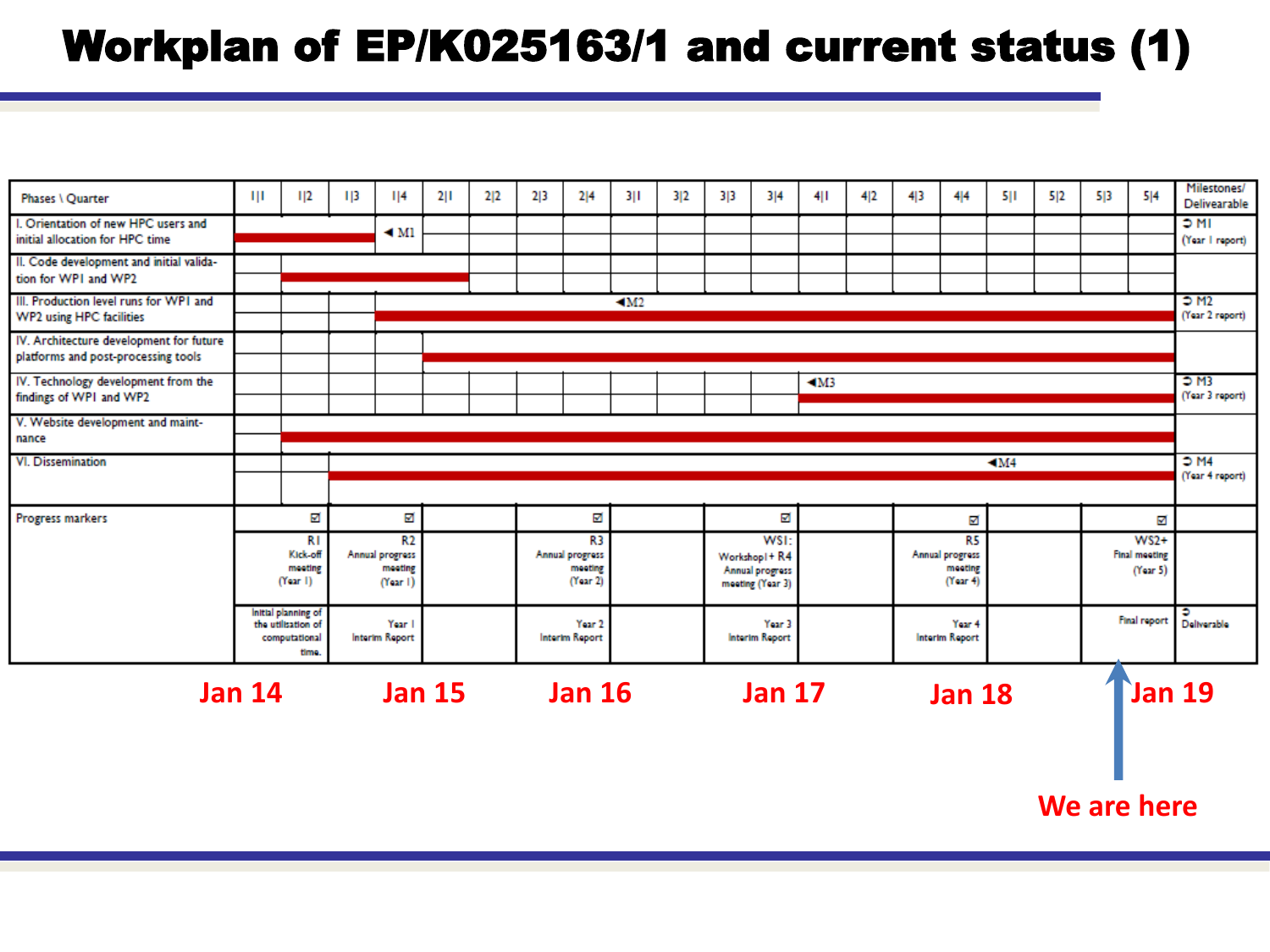# Workplan of EP/K025163/1 and current status (1)

| Phases \ Quarter | 1\|1 | 1\|2 | 1\|3 | 1\|4 | 2\|1 | 2\|2 | 2\|3 | 2\|4 | 3\|1 | 3\|2 | 3\|3 | 3\|4 | 4\|1 | 4\|2 | 4\|3 | 4\|4 | 5\|1 | 5\|2 | 5\|3 | 5\|4 | Milestones/ Deliverable |
|---|---|---|---|---|---|---|---|---|---|---|---|---|---|---|---|---|---|---|---|---|---|
| I. Orientation of new HPC users and initial allocation for HPC time | | | | ◄ M1 | | | | | | | | | | | | | | | | | ➲ M1 (Year 1 report) |
| II. Code development and initial validation for WP1 and WP2 | | | | | | | | | | | | | | | | | | | | | |
| III. Production level runs for WP1 and WP2 using HPC facilities | | | | | | | | ◄M2 | | | | | | | | | | | | | ➲ M2 (Year 2 report) |
| IV. Architecture development for future platforms and post-processing tools | | | | | | | | | | | | | | | | | | | | | |
| IV. Technology development from the findings of WP1 and WP2 | | | | | | | | | | | | | ◄M3 | | | | | | | | ➲ M3 (Year 3 report) |
| V. Website development and maintenance | | | | | | | | | | | | | | | | | | | | | |
| VI. Dissemination | | | | | | | | | | | | | | | | ◄M4 | | | | | ➲ M4 (Year 4 report) |
| Progress markers | | ☑ R1 Kick-off meeting (Year 1) | | ☑ R2 Annual progress meeting (Year 1) | | | | ☑ R3 Annual progress meeting (Year 2) | | | | ☑ WS1: Workshop1 + R4 Annual progress meeting (Year 3) | | | | ☑ R5 Annual progress meeting (Year 4) | | | | ☑ WS2+ Final meeting (Year 5) | |
| | | Initial planning of the utilisation of computational time. | | Year 1 Interim Report | | | | Year 2 Interim Report | | | | Year 3 Interim Report | | | | Year 4 Interim Report | | | | Final report | ➲ Deliverable |

Jan 14 | Jan 15 | Jan 16 | Jan 17 | Jan 18 | Jan 19

We are here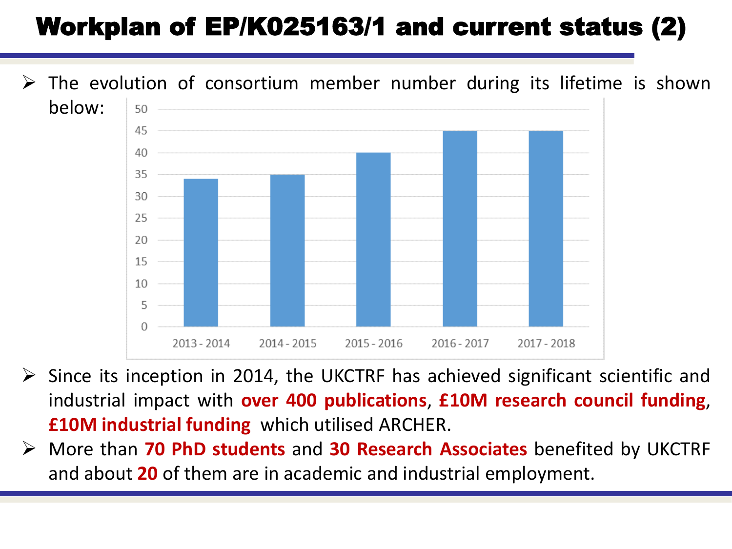# Workplan of EP/K025163/1 and current status (2)

- The evolution of consortium member number during its lifetime is shown below:

| Year | Consortium members |
| --- | --- |
| 2013 - 2014 | 34 |
| 2014 - 2015 | 35 |
| 2015 - 2016 | 40 |
| 2016 - 2017 | 45 |
| 2017 - 2018 | 45 |

- Since its inception in 2014, the UKCTRF has achieved significant scientific and industrial impact with **over 400 publications**, **£10M research council funding**, **£10M industrial funding** which utilised ARCHER.
- More than **70 PhD students** and **30 Research Associates** benefited by UKCTRF and about **20** of them are in academic and industrial employment.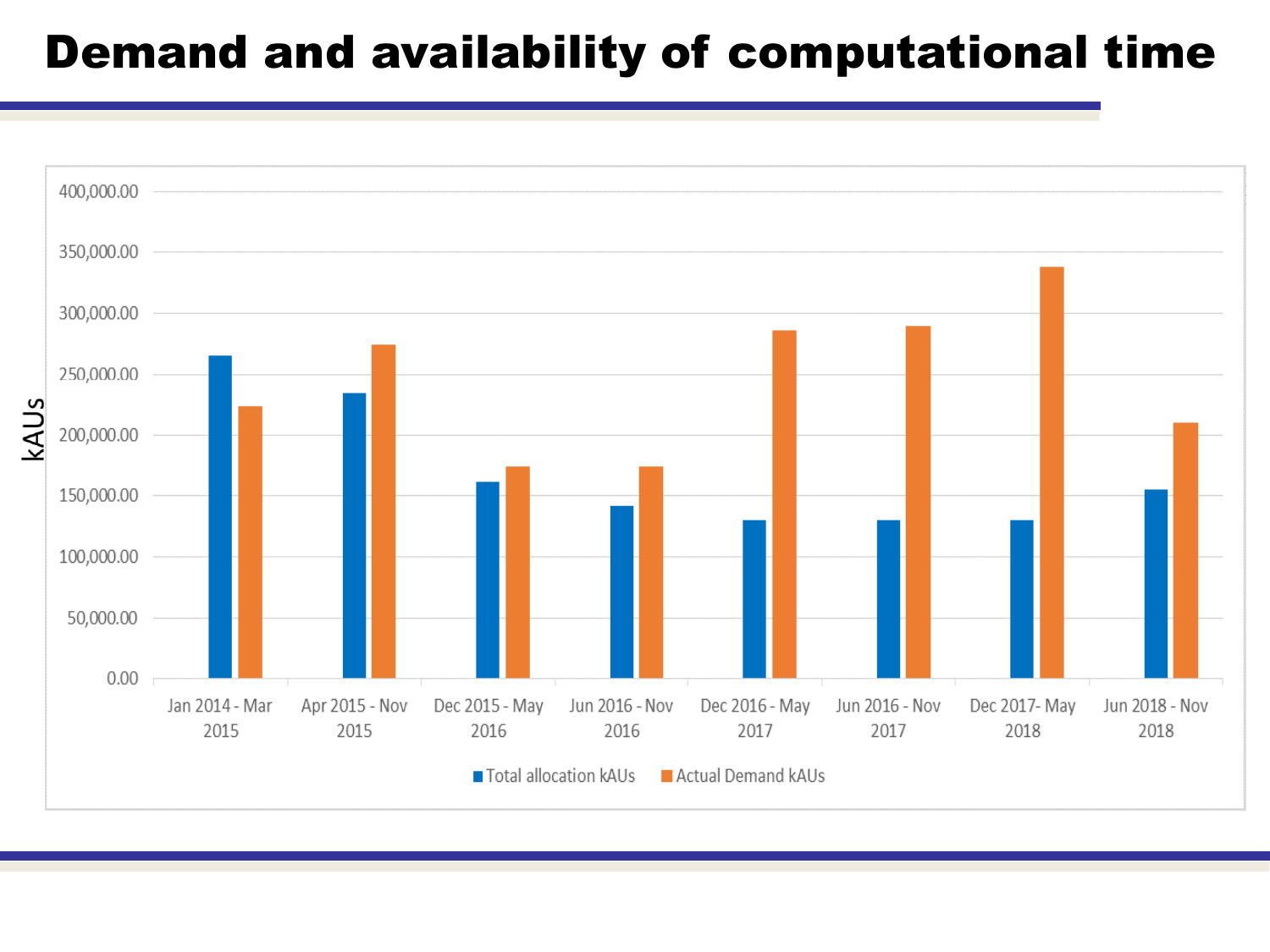# Demand and availability of computational time

kAUs

400,000.00
350,000.00
300,000.00
250,000.00
200,000.00
150,000.00
100,000.00
50,000.00
0.00

Jan 2014 - Mar 2015 | Apr 2015 - Nov 2015 | Dec 2015 - May 2016 | Jun 2016 - Nov 2016 | Dec 2016 - May 2017 | Jun 2016 - Nov 2017 | Dec 2017- May 2018 | Jun 2018 - Nov 2018

Total allocation kAUs | Actual Demand kAUs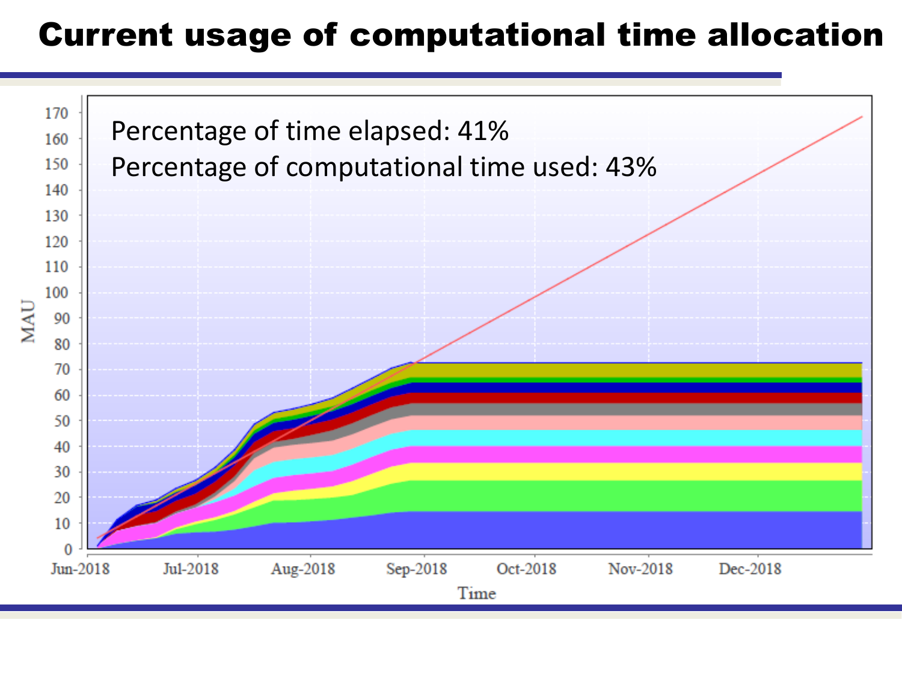# Current usage of computational time allocation

Percentage of time elapsed: 41%

Percentage of computational time used: 43%

MAU

0, 10, 20, 30, 40, 50, 60, 70, 80, 90, 100, 110, 120, 130, 140, 150, 160, 170

Jun-2018, Jul-2018, Aug-2018, Sep-2018, Oct-2018, Nov-2018, Dec-2018

Time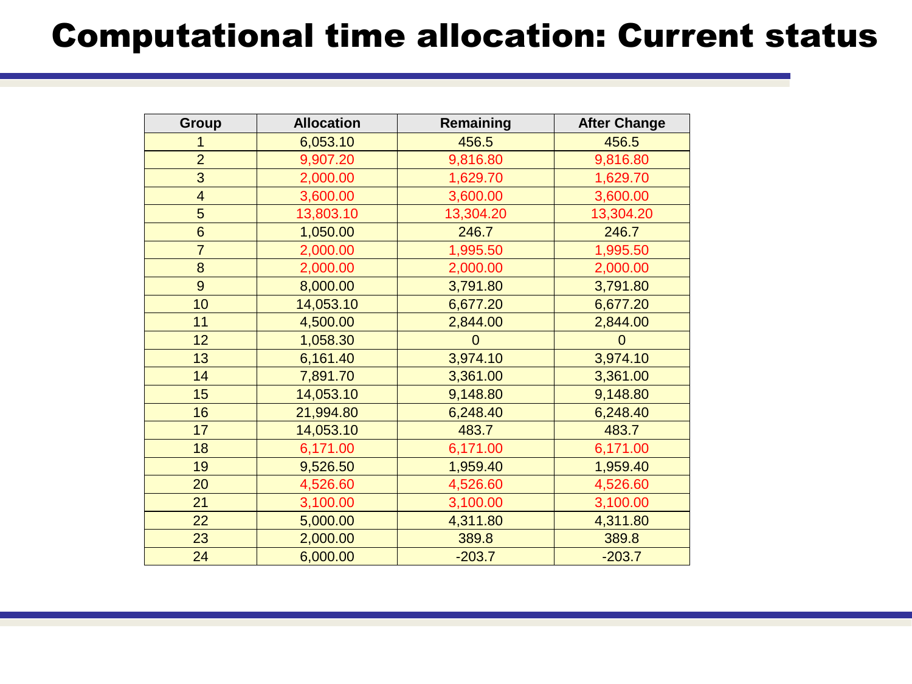# Computational time allocation: Current status

| Group | Allocation | Remaining | After Change |
| --- | --- | --- | --- |
| 1 | 6,053.10 | 456.5 | 456.5 |
| 2 | 9,907.20 | 9,816.80 | 9,816.80 |
| 3 | 2,000.00 | 1,629.70 | 1,629.70 |
| 4 | 3,600.00 | 3,600.00 | 3,600.00 |
| 5 | 13,803.10 | 13,304.20 | 13,304.20 |
| 6 | 1,050.00 | 246.7 | 246.7 |
| 7 | 2,000.00 | 1,995.50 | 1,995.50 |
| 8 | 2,000.00 | 2,000.00 | 2,000.00 |
| 9 | 8,000.00 | 3,791.80 | 3,791.80 |
| 10 | 14,053.10 | 6,677.20 | 6,677.20 |
| 11 | 4,500.00 | 2,844.00 | 2,844.00 |
| 12 | 1,058.30 | 0 | 0 |
| 13 | 6,161.40 | 3,974.10 | 3,974.10 |
| 14 | 7,891.70 | 3,361.00 | 3,361.00 |
| 15 | 14,053.10 | 9,148.80 | 9,148.80 |
| 16 | 21,994.80 | 6,248.40 | 6,248.40 |
| 17 | 14,053.10 | 483.7 | 483.7 |
| 18 | 6,171.00 | 6,171.00 | 6,171.00 |
| 19 | 9,526.50 | 1,959.40 | 1,959.40 |
| 20 | 4,526.60 | 4,526.60 | 4,526.60 |
| 21 | 3,100.00 | 3,100.00 | 3,100.00 |
| 22 | 5,000.00 | 4,311.80 | 4,311.80 |
| 23 | 2,000.00 | 389.8 | 389.8 |
| 24 | 6,000.00 | -203.7 | -203.7 |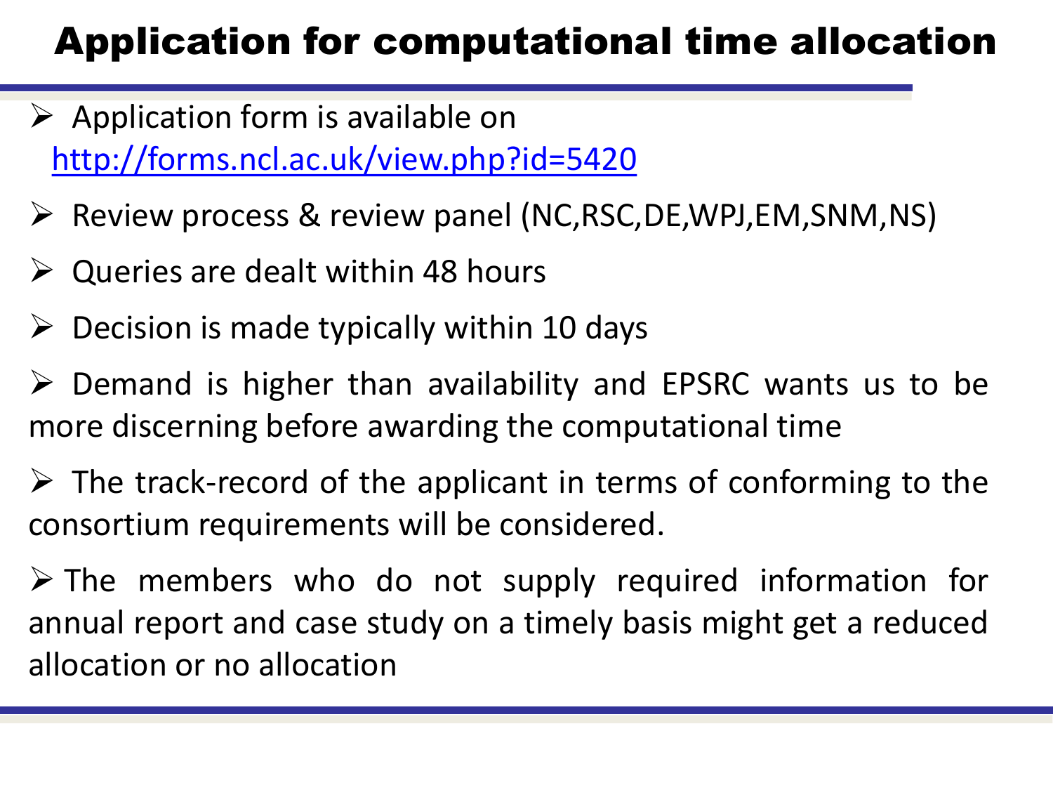# Application for computational time allocation

- Application form is available on http://forms.ncl.ac.uk/view.php?id=5420
- Review process & review panel (NC,RSC,DE,WPJ,EM,SNM,NS)
- Queries are dealt within 48 hours
- Decision is made typically within 10 days
- Demand is higher than availability and EPSRC wants us to be more discerning before awarding the computational time
- The track-record of the applicant in terms of conforming to the consortium requirements will be considered.
- The members who do not supply required information for annual report and case study on a timely basis might get a reduced allocation or no allocation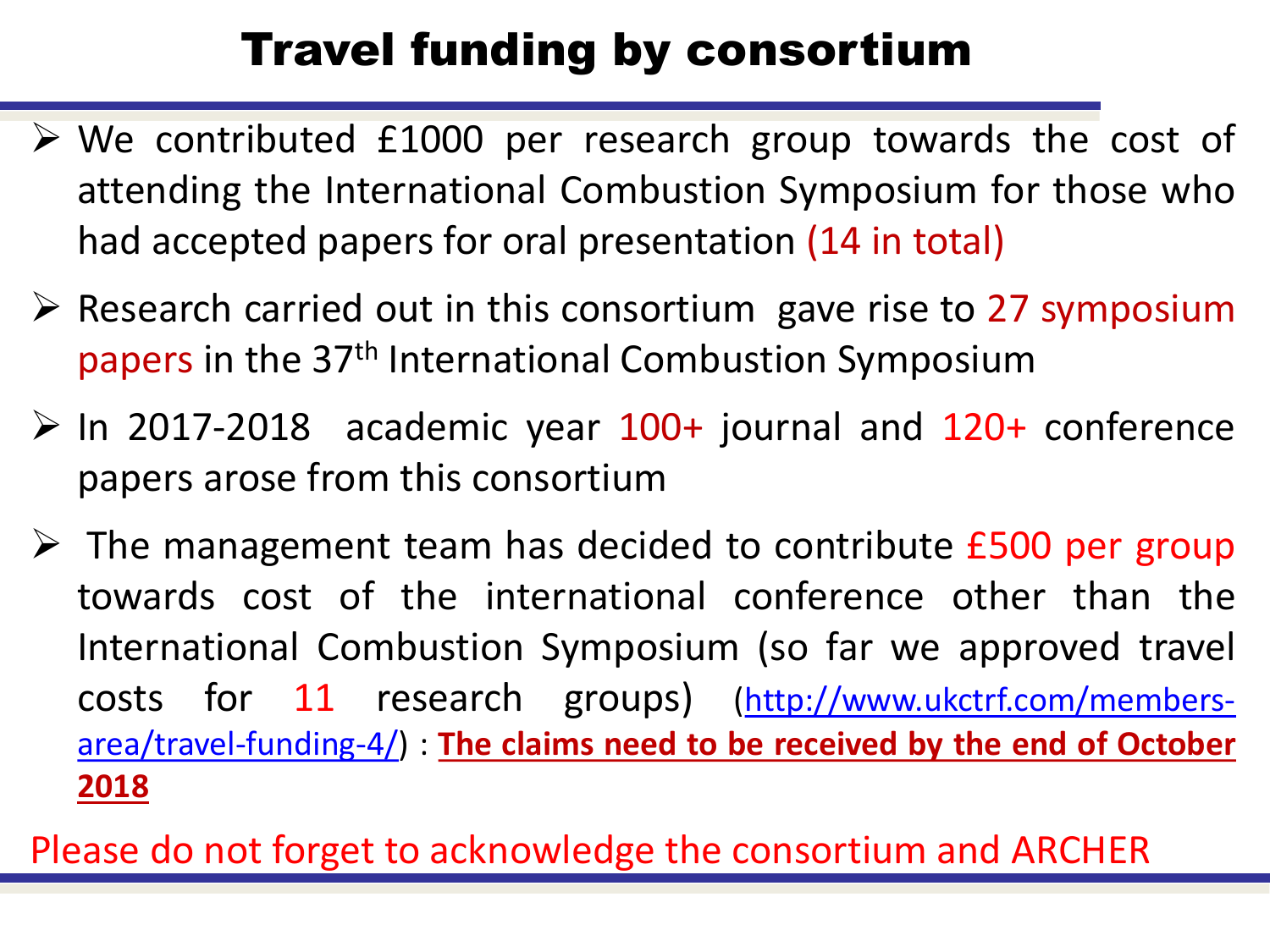# Travel funding by consortium

- We contributed £1000 per research group towards the cost of attending the International Combustion Symposium for those who had accepted papers for oral presentation (14 in total)
- Research carried out in this consortium gave rise to 27 symposium papers in the 37th International Combustion Symposium
- In 2017-2018 academic year 100+ journal and 120+ conference papers arose from this consortium
- The management team has decided to contribute £500 per group towards cost of the international conference other than the International Combustion Symposium (so far we approved travel costs for 11 research groups) ([http://www.ukctrf.com/members-area/travel-funding-4/](http://www.ukctrf.com/members-area/travel-funding-4/)) : **The claims need to be received by the end of October 2018**

Please do not forget to acknowledge the consortium and ARCHER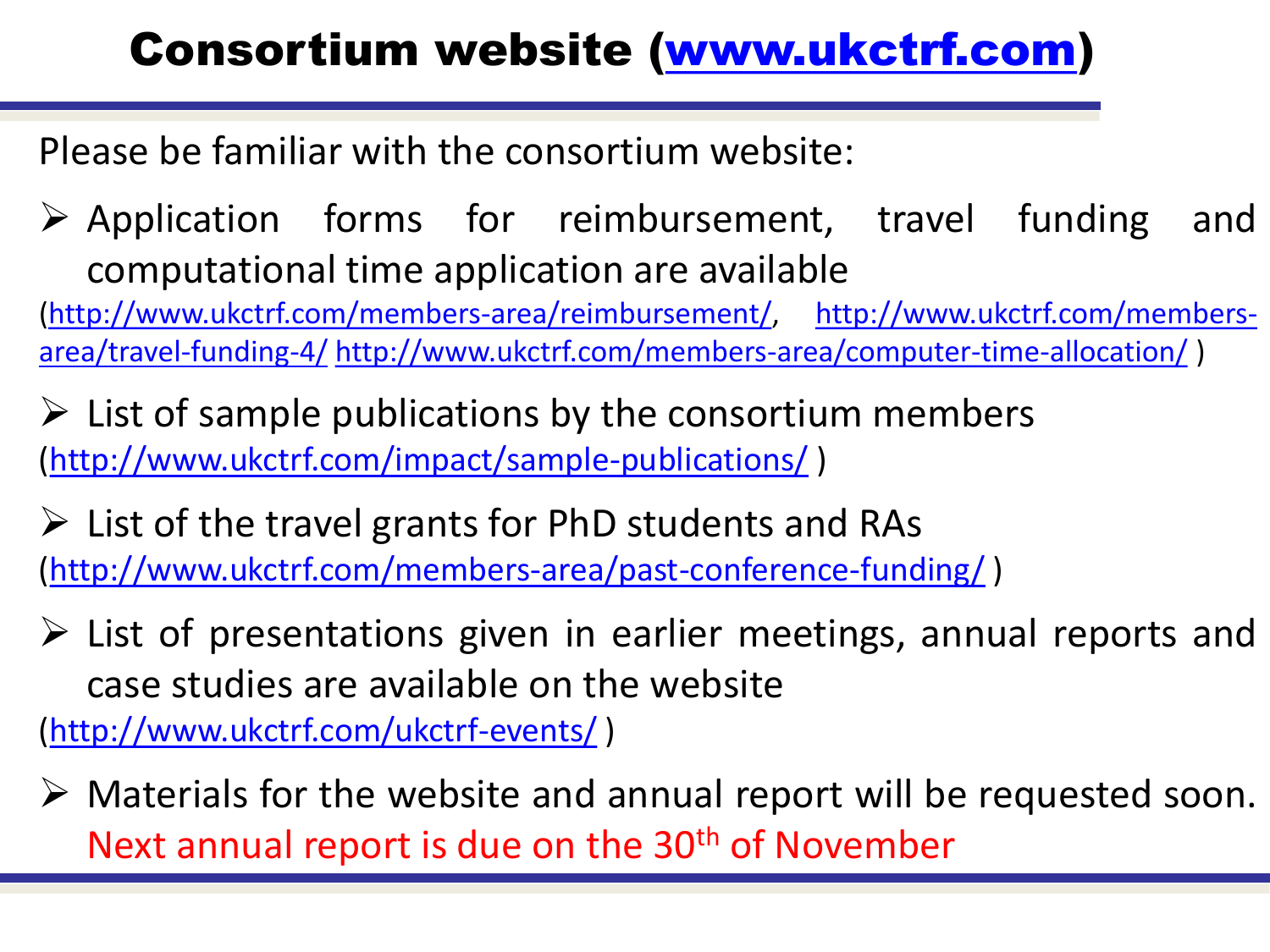# Consortium website (www.ukctrf.com)

Please be familiar with the consortium website:

- Application forms for reimbursement, travel funding and computational time application are available

(http://www.ukctrf.com/members-area/reimbursement/, http://www.ukctrf.com/members-area/travel-funding-4/ http://www.ukctrf.com/members-area/computer-time-allocation/ )

- List of sample publications by the consortium members

(http://www.ukctrf.com/impact/sample-publications/ )

- List of the travel grants for PhD students and RAs

(http://www.ukctrf.com/members-area/past-conference-funding/ )

- List of presentations given in earlier meetings, annual reports and case studies are available on the website

(http://www.ukctrf.com/ukctrf-events/ )

- Materials for the website and annual report will be requested soon. Next annual report is due on the 30th of November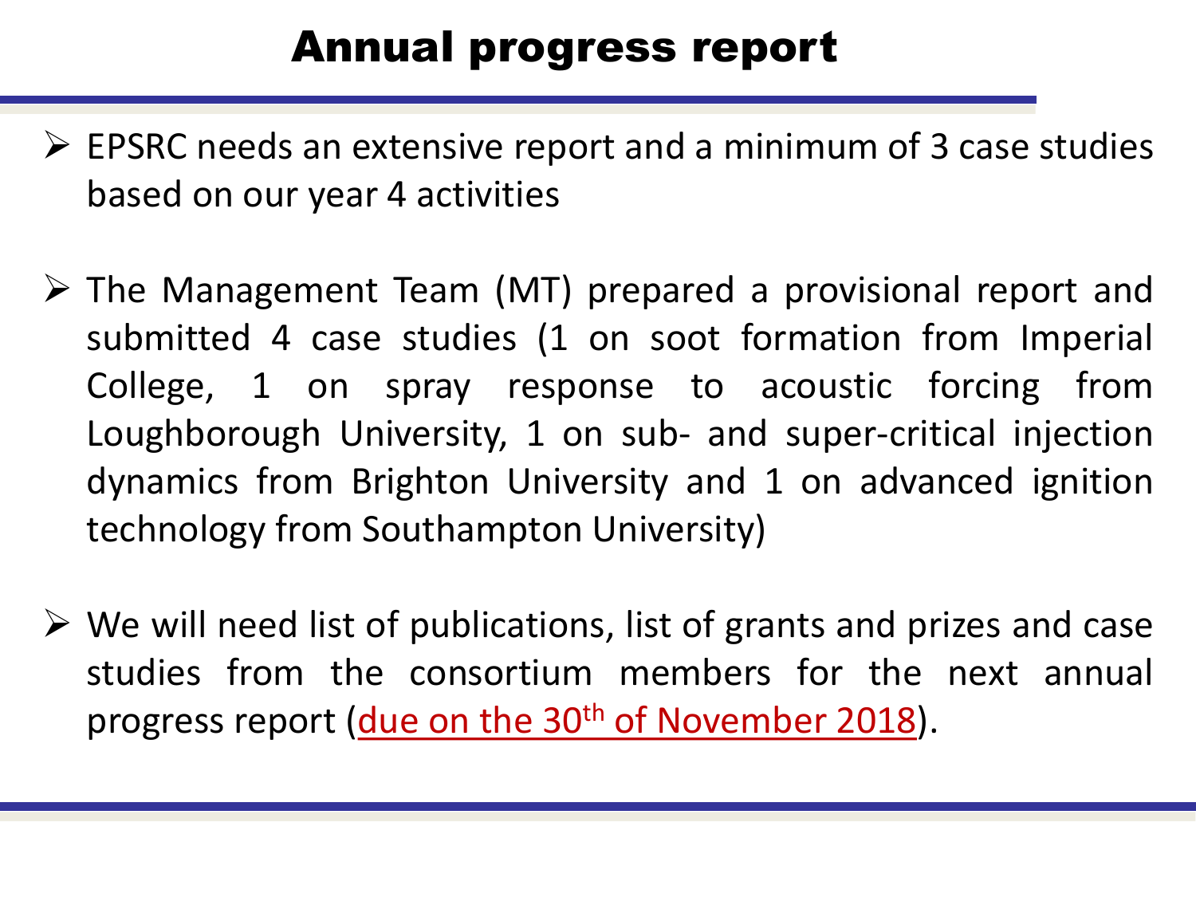# Annual progress report

- EPSRC needs an extensive report and a minimum of 3 case studies based on our year 4 activities
- The Management Team (MT) prepared a provisional report and submitted 4 case studies (1 on soot formation from Imperial College, 1 on spray response to acoustic forcing from Loughborough University, 1 on sub- and super-critical injection dynamics from Brighton University and 1 on advanced ignition technology from Southampton University)
- We will need list of publications, list of grants and prizes and case studies from the consortium members for the next annual progress report (due on the 30th of November 2018).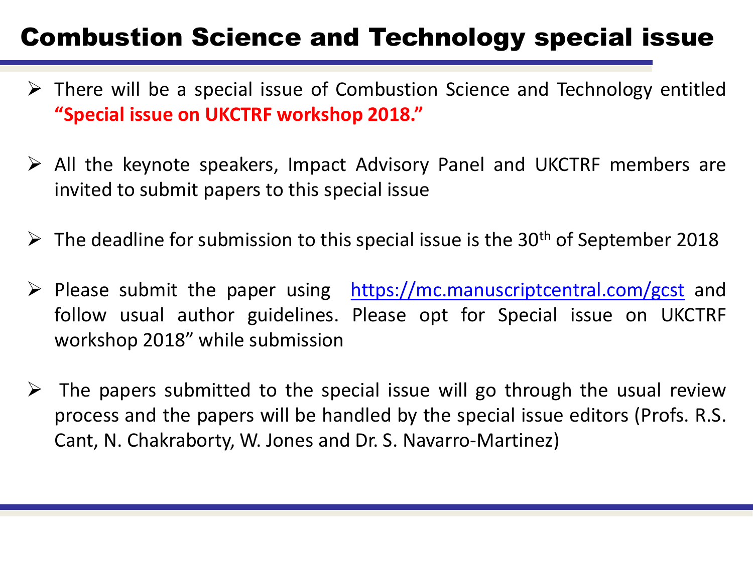# Combustion Science and Technology special issue

- There will be a special issue of Combustion Science and Technology entitled **"Special issue on UKCTRF workshop 2018."**
- All the keynote speakers, Impact Advisory Panel and UKCTRF members are invited to submit papers to this special issue
- The deadline for submission to this special issue is the 30$^{th}$ of September 2018
- Please submit the paper using https://mc.manuscriptcentral.com/gcst and follow usual author guidelines. Please opt for Special issue on UKCTRF workshop 2018" while submission
- The papers submitted to the special issue will go through the usual review process and the papers will be handled by the special issue editors (Profs. R.S. Cant, N. Chakraborty, W. Jones and Dr. S. Navarro-Martinez)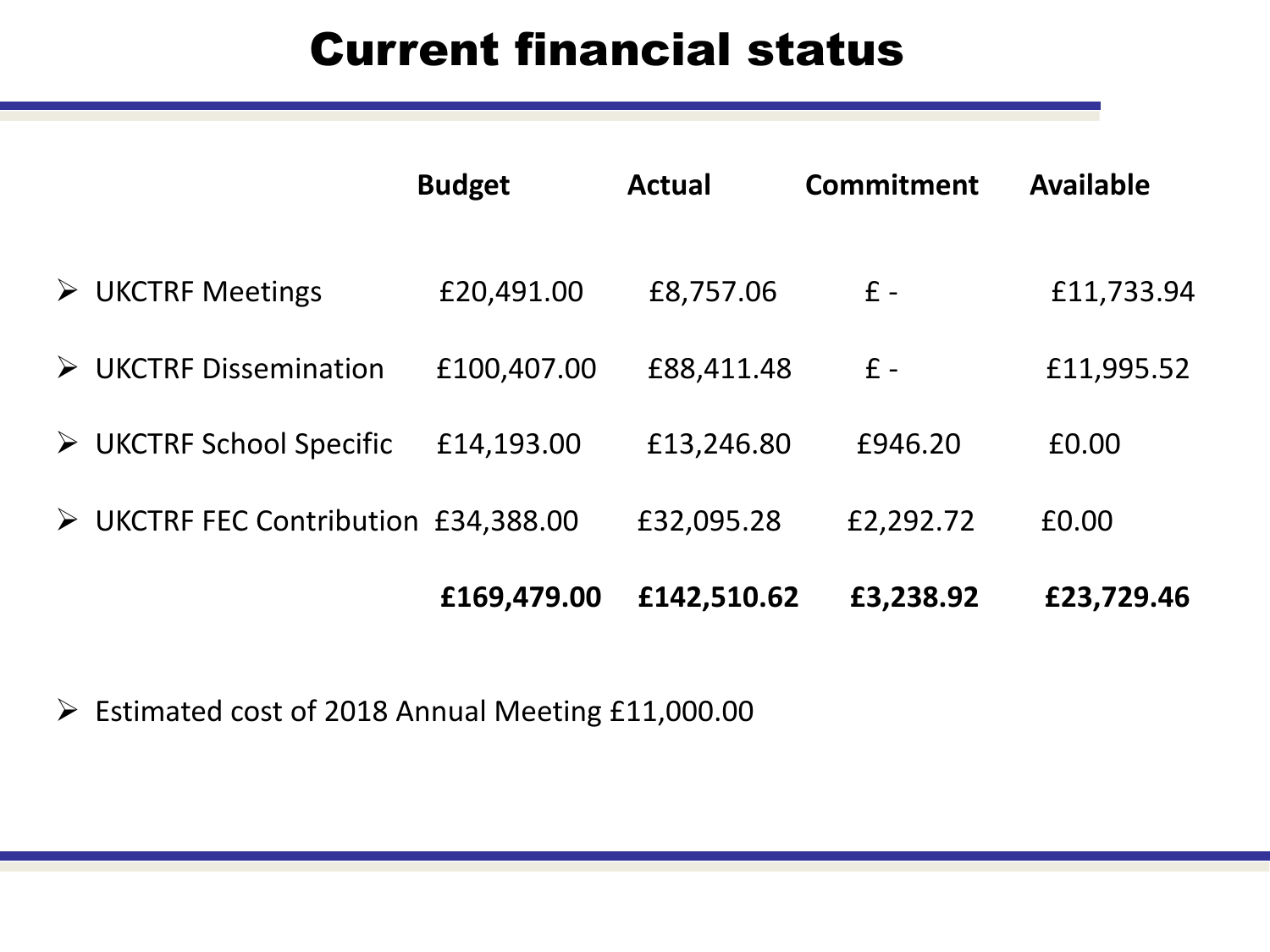# Current financial status

| | Budget | Actual | Commitment | Available |
|---|---|---|---|---|
| ➢ UKCTRF Meetings | £20,491.00 | £8,757.06 | £ - | £11,733.94 |
| ➢ UKCTRF Dissemination | £100,407.00 | £88,411.48 | £ - | £11,995.52 |
| ➢ UKCTRF School Specific | £14,193.00 | £13,246.80 | £946.20 | £0.00 |
| ➢ UKCTRF FEC Contribution | £34,388.00 | £32,095.28 | £2,292.72 | £0.00 |
| | **£169,479.00** | **£142,510.62** | **£3,238.92** | **£23,729.46** |

- Estimated cost of 2018 Annual Meeting £11,000.00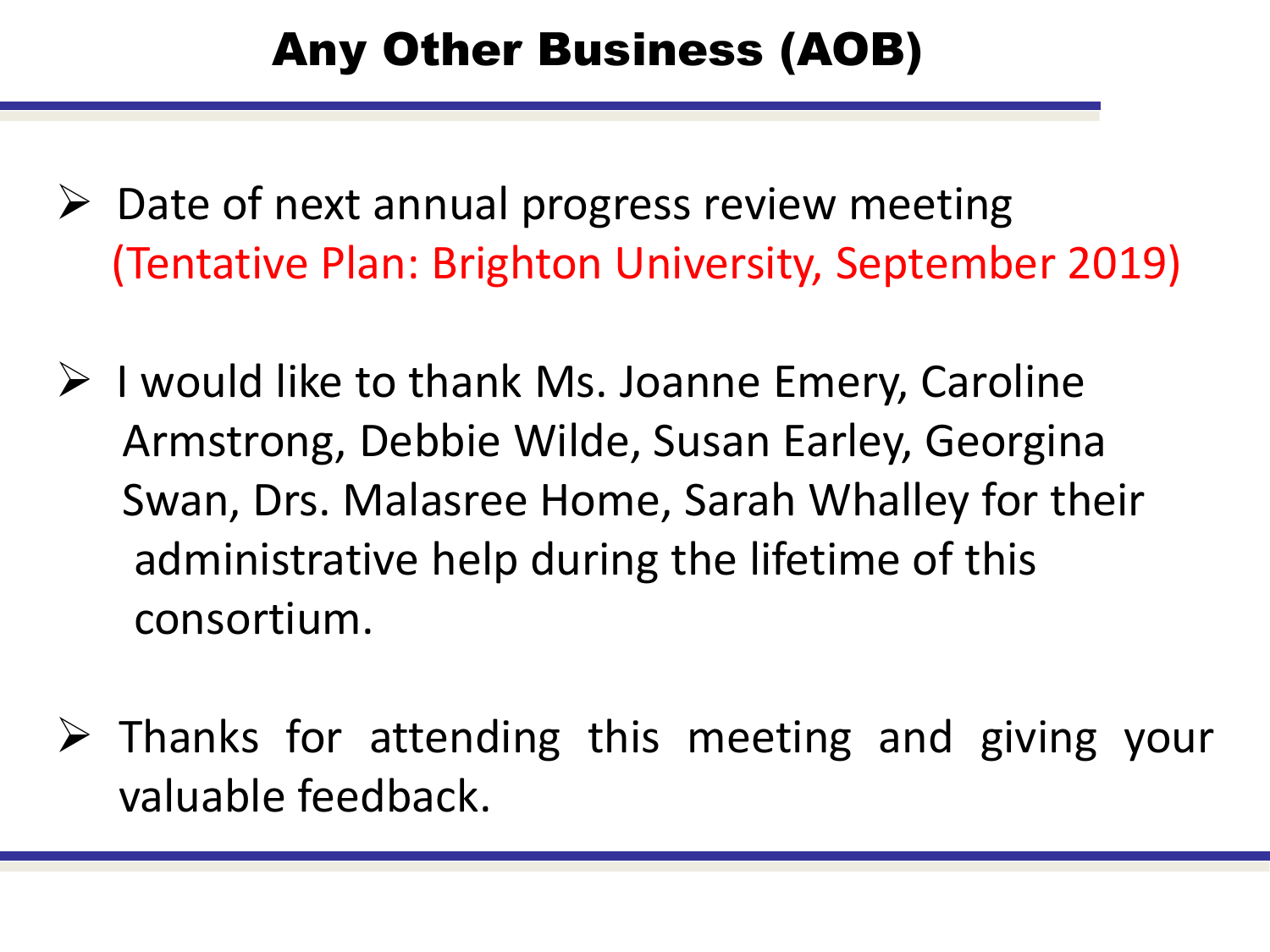# Any Other Business (AOB)

- Date of next annual progress review meeting (Tentative Plan: Brighton University, September 2019)

- I would like to thank Ms. Joanne Emery, Caroline Armstrong, Debbie Wilde, Susan Earley, Georgina Swan, Drs. Malasree Home, Sarah Whalley for their administrative help during the lifetime of this consortium.

- Thanks for attending this meeting and giving your valuable feedback.